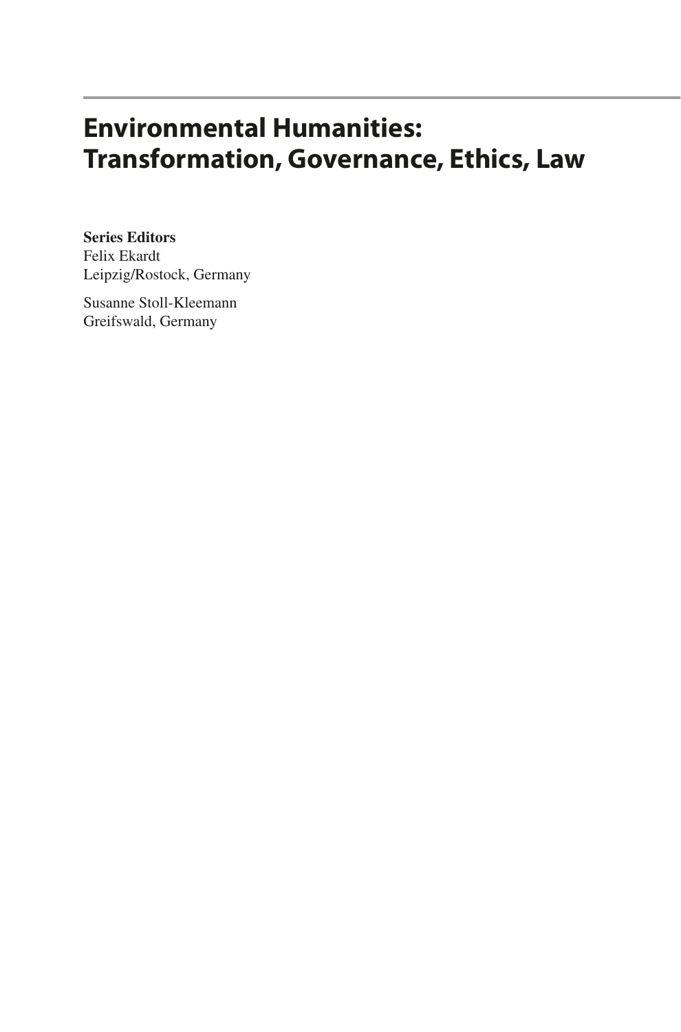# Environmental Humanities: Transformation, Governance, Ethics, Law

**Series Editors**
Felix Ekardt
Leipzig/Rostock, Germany

Susanne Stoll-Kleemann
Greifswald, Germany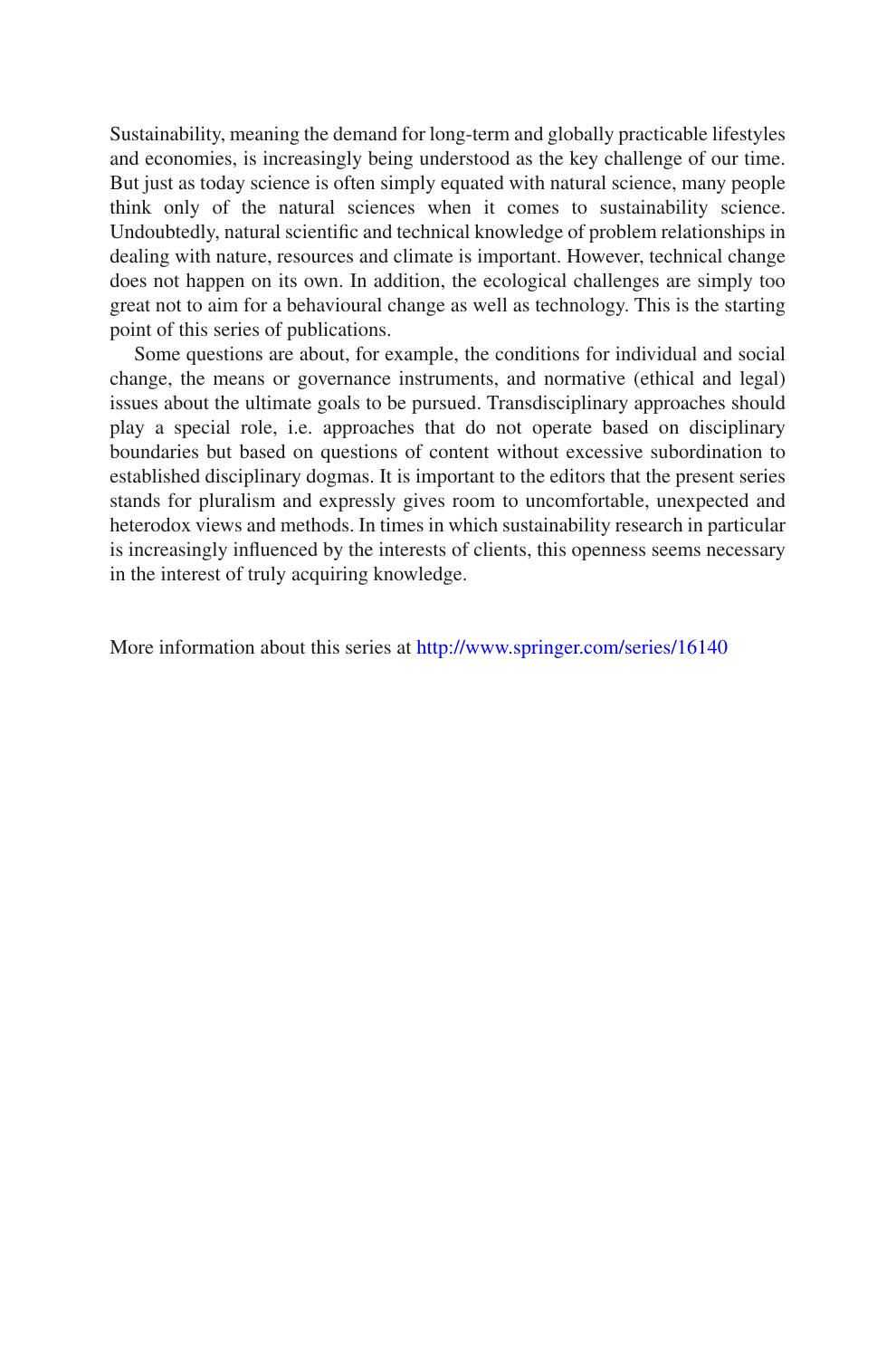Sustainability, meaning the demand for long-term and globally practicable lifestyles and economies, is increasingly being understood as the key challenge of our time. But just as today science is often simply equated with natural science, many people think only of the natural sciences when it comes to sustainability science. Undoubtedly, natural scientific and technical knowledge of problem relationships in dealing with nature, resources and climate is important. However, technical change does not happen on its own. In addition, the ecological challenges are simply too great not to aim for a behavioural change as well as technology. This is the starting point of this series of publications.

Some questions are about, for example, the conditions for individual and social change, the means or governance instruments, and normative (ethical and legal) issues about the ultimate goals to be pursued. Transdisciplinary approaches should play a special role, i.e. approaches that do not operate based on disciplinary boundaries but based on questions of content without excessive subordination to established disciplinary dogmas. It is important to the editors that the present series stands for pluralism and expressly gives room to uncomfortable, unexpected and heterodox views and methods. In times in which sustainability research in particular is increasingly influenced by the interests of clients, this openness seems necessary in the interest of truly acquiring knowledge.

More information about this series at http://www.springer.com/series/16140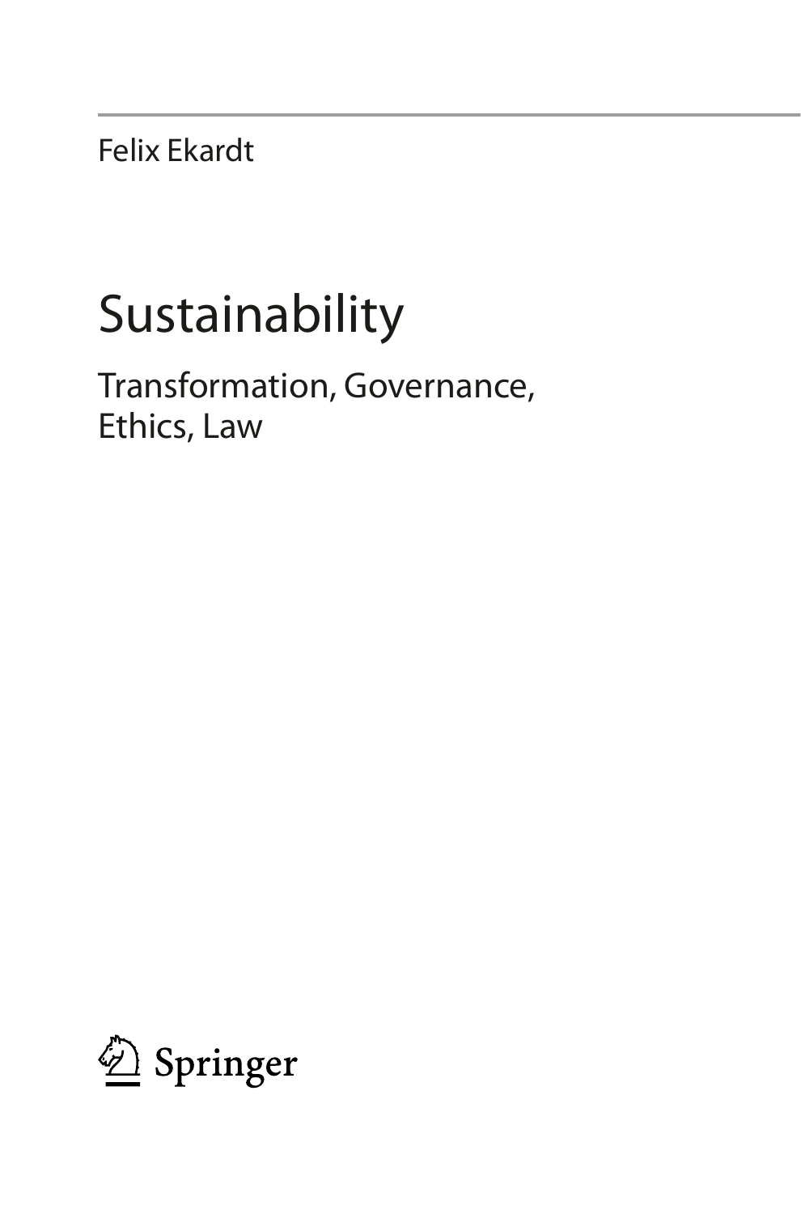Felix Ekardt

# Sustainability

## Transformation, Governance, Ethics, Law

Springer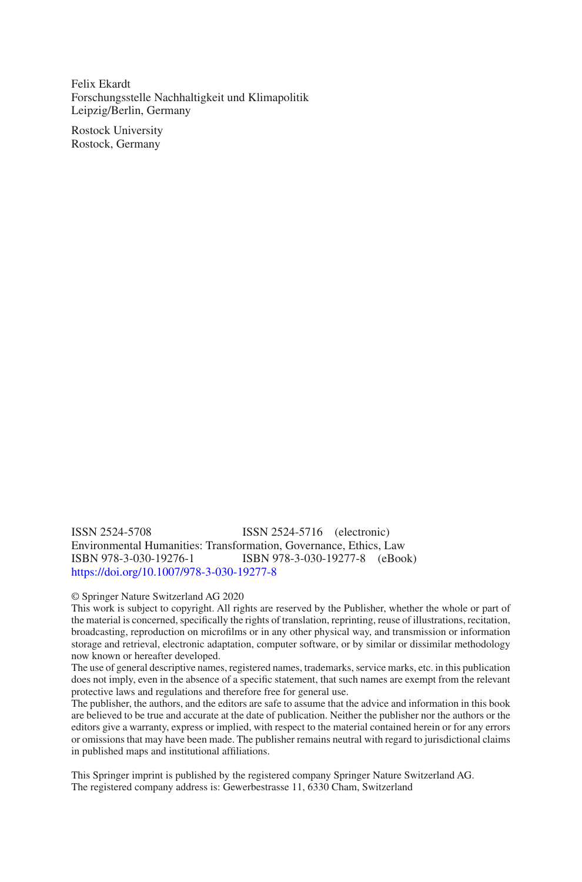Felix Ekardt
Forschungsstelle Nachhaltigkeit und Klimapolitik
Leipzig/Berlin, Germany

Rostock University
Rostock, Germany

ISSN 2524-5708 ISSN 2524-5716 (electronic)
Environmental Humanities: Transformation, Governance, Ethics, Law
ISBN 978-3-030-19276-1 ISBN 978-3-030-19277-8 (eBook)
https://doi.org/10.1007/978-3-030-19277-8

© Springer Nature Switzerland AG 2020
This work is subject to copyright. All rights are reserved by the Publisher, whether the whole or part of the material is concerned, specifically the rights of translation, reprinting, reuse of illustrations, recitation, broadcasting, reproduction on microfilms or in any other physical way, and transmission or information storage and retrieval, electronic adaptation, computer software, or by similar or dissimilar methodology now known or hereafter developed.
The use of general descriptive names, registered names, trademarks, service marks, etc. in this publication does not imply, even in the absence of a specific statement, that such names are exempt from the relevant protective laws and regulations and therefore free for general use.
The publisher, the authors, and the editors are safe to assume that the advice and information in this book are believed to be true and accurate at the date of publication. Neither the publisher nor the authors or the editors give a warranty, express or implied, with respect to the material contained herein or for any errors or omissions that may have been made. The publisher remains neutral with regard to jurisdictional claims in published maps and institutional affiliations.

This Springer imprint is published by the registered company Springer Nature Switzerland AG.
The registered company address is: Gewerbestrasse 11, 6330 Cham, Switzerland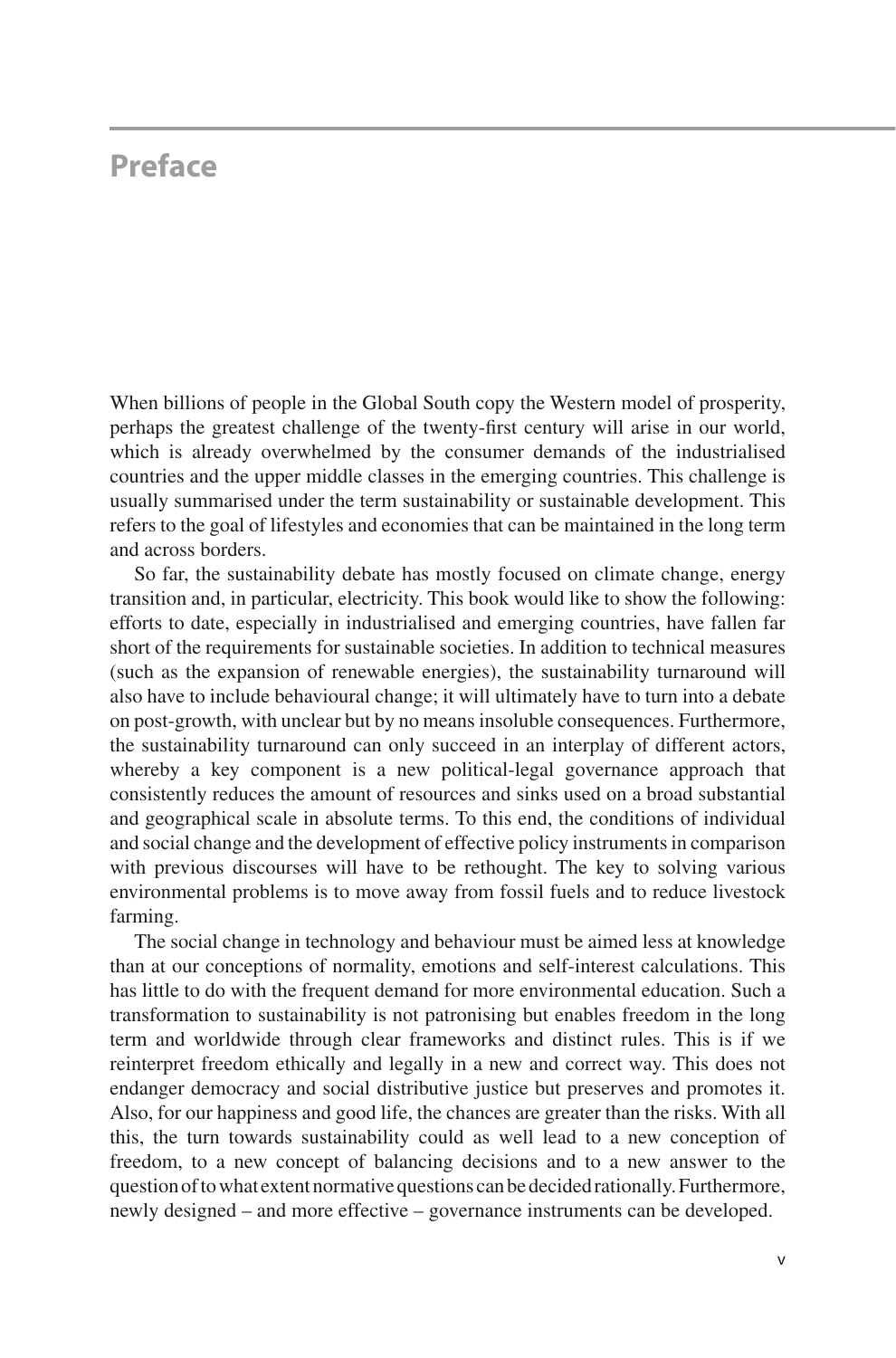# Preface

When billions of people in the Global South copy the Western model of prosperity, perhaps the greatest challenge of the twenty-first century will arise in our world, which is already overwhelmed by the consumer demands of the industrialised countries and the upper middle classes in the emerging countries. This challenge is usually summarised under the term sustainability or sustainable development. This refers to the goal of lifestyles and economies that can be maintained in the long term and across borders.

So far, the sustainability debate has mostly focused on climate change, energy transition and, in particular, electricity. This book would like to show the following: efforts to date, especially in industrialised and emerging countries, have fallen far short of the requirements for sustainable societies. In addition to technical measures (such as the expansion of renewable energies), the sustainability turnaround will also have to include behavioural change; it will ultimately have to turn into a debate on post-growth, with unclear but by no means insoluble consequences. Furthermore, the sustainability turnaround can only succeed in an interplay of different actors, whereby a key component is a new political-legal governance approach that consistently reduces the amount of resources and sinks used on a broad substantial and geographical scale in absolute terms. To this end, the conditions of individual and social change and the development of effective policy instruments in comparison with previous discourses will have to be rethought. The key to solving various environmental problems is to move away from fossil fuels and to reduce livestock farming.

The social change in technology and behaviour must be aimed less at knowledge than at our conceptions of normality, emotions and self-interest calculations. This has little to do with the frequent demand for more environmental education. Such a transformation to sustainability is not patronising but enables freedom in the long term and worldwide through clear frameworks and distinct rules. This is if we reinterpret freedom ethically and legally in a new and correct way. This does not endanger democracy and social distributive justice but preserves and promotes it. Also, for our happiness and good life, the chances are greater than the risks. With all this, the turn towards sustainability could as well lead to a new conception of freedom, to a new concept of balancing decisions and to a new answer to the question of to what extent normative questions can be decided rationally. Furthermore, newly designed – and more effective – governance instruments can be developed.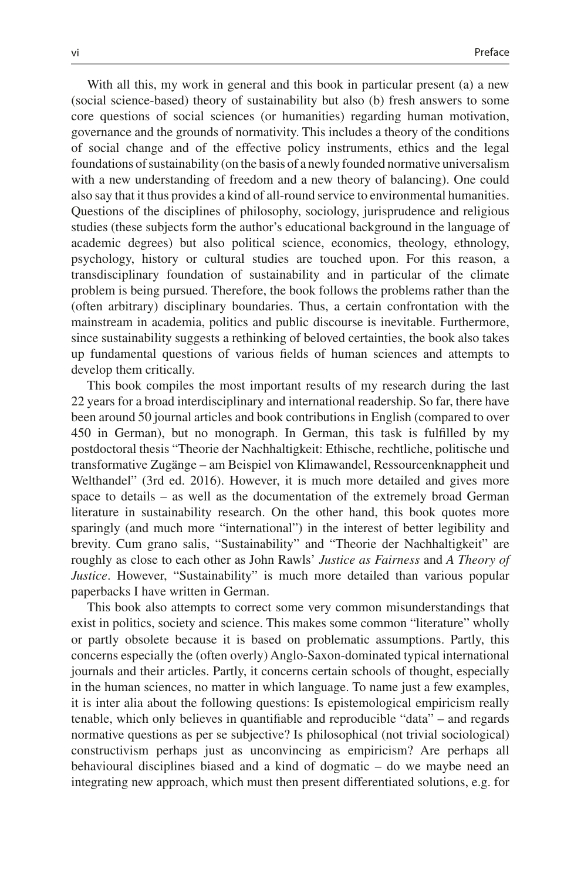With all this, my work in general and this book in particular present (a) a new (social science-based) theory of sustainability but also (b) fresh answers to some core questions of social sciences (or humanities) regarding human motivation, governance and the grounds of normativity. This includes a theory of the conditions of social change and of the effective policy instruments, ethics and the legal foundations of sustainability (on the basis of a newly founded normative universalism with a new understanding of freedom and a new theory of balancing). One could also say that it thus provides a kind of all-round service to environmental humanities. Questions of the disciplines of philosophy, sociology, jurisprudence and religious studies (these subjects form the author's educational background in the language of academic degrees) but also political science, economics, theology, ethnology, psychology, history or cultural studies are touched upon. For this reason, a transdisciplinary foundation of sustainability and in particular of the climate problem is being pursued. Therefore, the book follows the problems rather than the (often arbitrary) disciplinary boundaries. Thus, a certain confrontation with the mainstream in academia, politics and public discourse is inevitable. Furthermore, since sustainability suggests a rethinking of beloved certainties, the book also takes up fundamental questions of various fields of human sciences and attempts to develop them critically.

This book compiles the most important results of my research during the last 22 years for a broad interdisciplinary and international readership. So far, there have been around 50 journal articles and book contributions in English (compared to over 450 in German), but no monograph. In German, this task is fulfilled by my postdoctoral thesis "Theorie der Nachhaltigkeit: Ethische, rechtliche, politische und transformative Zugänge – am Beispiel von Klimawandel, Ressourcenknappheit und Welthandel" (3rd ed. 2016). However, it is much more detailed and gives more space to details – as well as the documentation of the extremely broad German literature in sustainability research. On the other hand, this book quotes more sparingly (and much more "international") in the interest of better legibility and brevity. Cum grano salis, "Sustainability" and "Theorie der Nachhaltigkeit" are roughly as close to each other as John Rawls' *Justice as Fairness* and *A Theory of Justice*. However, "Sustainability" is much more detailed than various popular paperbacks I have written in German.

This book also attempts to correct some very common misunderstandings that exist in politics, society and science. This makes some common "literature" wholly or partly obsolete because it is based on problematic assumptions. Partly, this concerns especially the (often overly) Anglo-Saxon-dominated typical international journals and their articles. Partly, it concerns certain schools of thought, especially in the human sciences, no matter in which language. To name just a few examples, it is inter alia about the following questions: Is epistemological empiricism really tenable, which only believes in quantifiable and reproducible "data" – and regards normative questions as per se subjective? Is philosophical (not trivial sociological) constructivism perhaps just as unconvincing as empiricism? Are perhaps all behavioural disciplines biased and a kind of dogmatic – do we maybe need an integrating new approach, which must then present differentiated solutions, e.g. for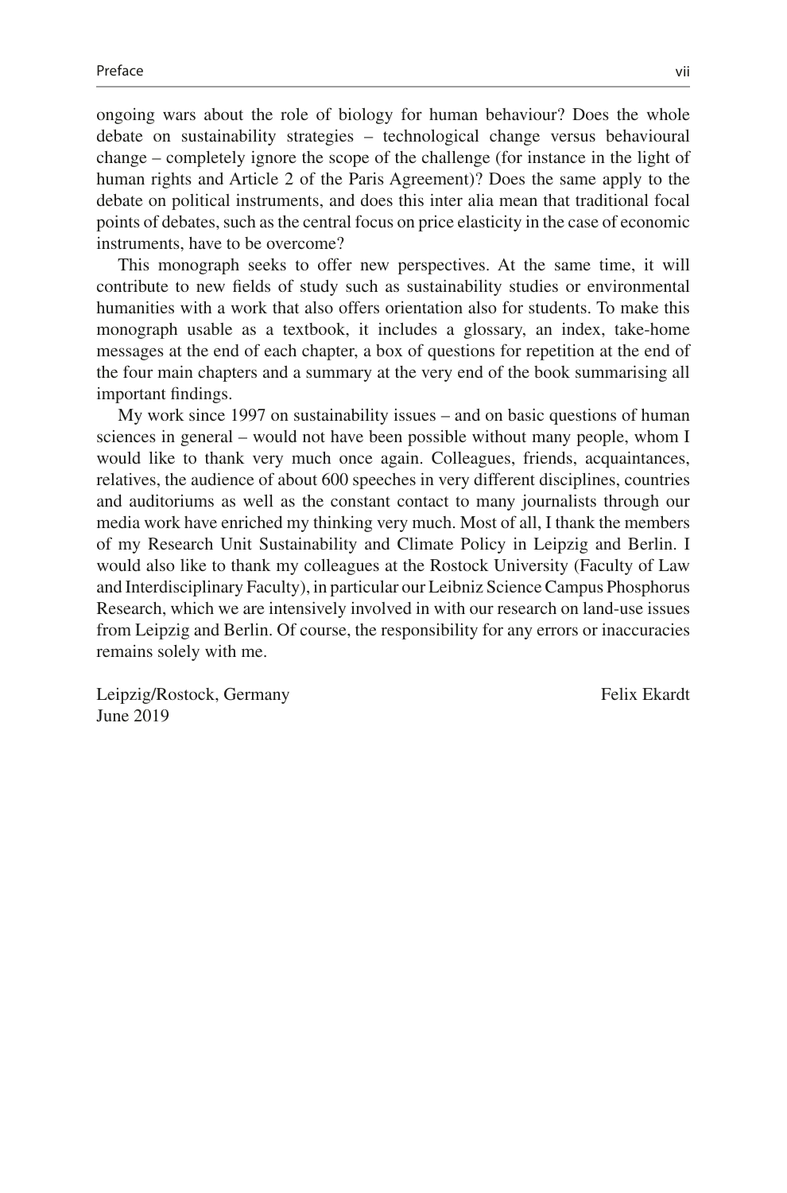ongoing wars about the role of biology for human behaviour? Does the whole debate on sustainability strategies – technological change versus behavioural change – completely ignore the scope of the challenge (for instance in the light of human rights and Article 2 of the Paris Agreement)? Does the same apply to the debate on political instruments, and does this inter alia mean that traditional focal points of debates, such as the central focus on price elasticity in the case of economic instruments, have to be overcome?

This monograph seeks to offer new perspectives. At the same time, it will contribute to new fields of study such as sustainability studies or environmental humanities with a work that also offers orientation also for students. To make this monograph usable as a textbook, it includes a glossary, an index, take-home messages at the end of each chapter, a box of questions for repetition at the end of the four main chapters and a summary at the very end of the book summarising all important findings.

My work since 1997 on sustainability issues – and on basic questions of human sciences in general – would not have been possible without many people, whom I would like to thank very much once again. Colleagues, friends, acquaintances, relatives, the audience of about 600 speeches in very different disciplines, countries and auditoriums as well as the constant contact to many journalists through our media work have enriched my thinking very much. Most of all, I thank the members of my Research Unit Sustainability and Climate Policy in Leipzig and Berlin. I would also like to thank my colleagues at the Rostock University (Faculty of Law and Interdisciplinary Faculty), in particular our Leibniz Science Campus Phosphorus Research, which we are intensively involved in with our research on land-use issues from Leipzig and Berlin. Of course, the responsibility for any errors or inaccuracies remains solely with me.

Leipzig/Rostock, Germany
June 2019

Felix Ekardt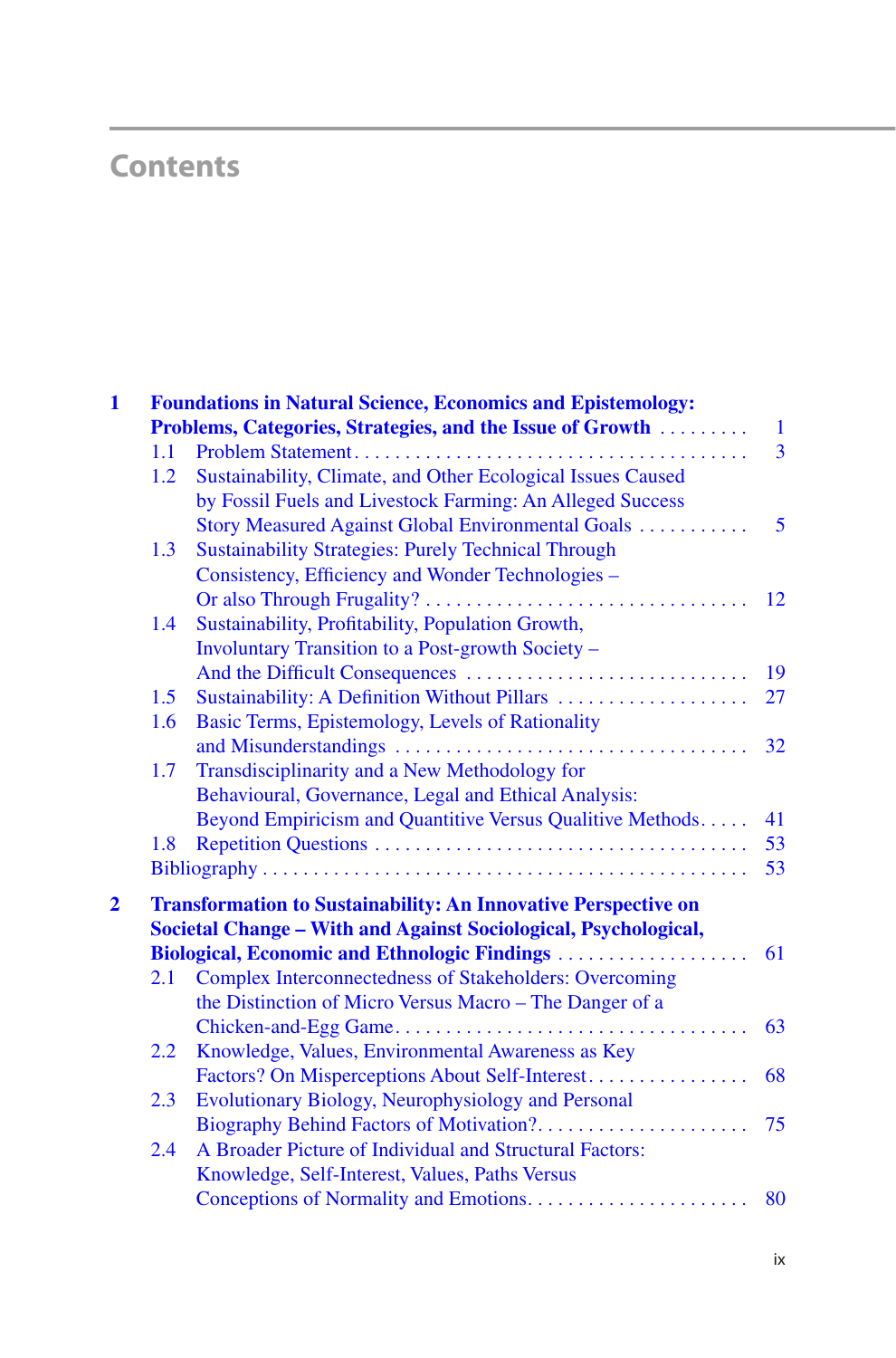# Contents

**1 Foundations in Natural Science, Economics and Epistemology: Problems, Categories, Strategies, and the Issue of Growth** ......... 1

- 1.1 Problem Statement ....... 3
- 1.2 Sustainability, Climate, and Other Ecological Issues Caused by Fossil Fuels and Livestock Farming: An Alleged Success Story Measured Against Global Environmental Goals ........... 5
- 1.3 Sustainability Strategies: Purely Technical Through Consistency, Efficiency and Wonder Technologies – Or also Through Frugality? ........ 12
- 1.4 Sustainability, Profitability, Population Growth, Involuntary Transition to a Post-growth Society – And the Difficult Consequences ........ 19
- 1.5 Sustainability: A Definition Without Pillars ........ 27
- 1.6 Basic Terms, Epistemology, Levels of Rationality and Misunderstandings ........ 32
- 1.7 Transdisciplinarity and a New Methodology for Behavioural, Governance, Legal and Ethical Analysis: Beyond Empiricism and Quantitive Versus Qualitive Methods..... 41
- 1.8 Repetition Questions ........ 53

Bibliography ........ 53

**2 Transformation to Sustainability: An Innovative Perspective on Societal Change – With and Against Sociological, Psychological, Biological, Economic and Ethnologic Findings** ........ 61

- 2.1 Complex Interconnectedness of Stakeholders: Overcoming the Distinction of Micro Versus Macro – The Danger of a Chicken-and-Egg Game........ 63
- 2.2 Knowledge, Values, Environmental Awareness as Key Factors? On Misperceptions About Self-Interest........ 68
- 2.3 Evolutionary Biology, Neurophysiology and Personal Biography Behind Factors of Motivation?........ 75
- 2.4 A Broader Picture of Individual and Structural Factors: Knowledge, Self-Interest, Values, Paths Versus Conceptions of Normality and Emotions........ 80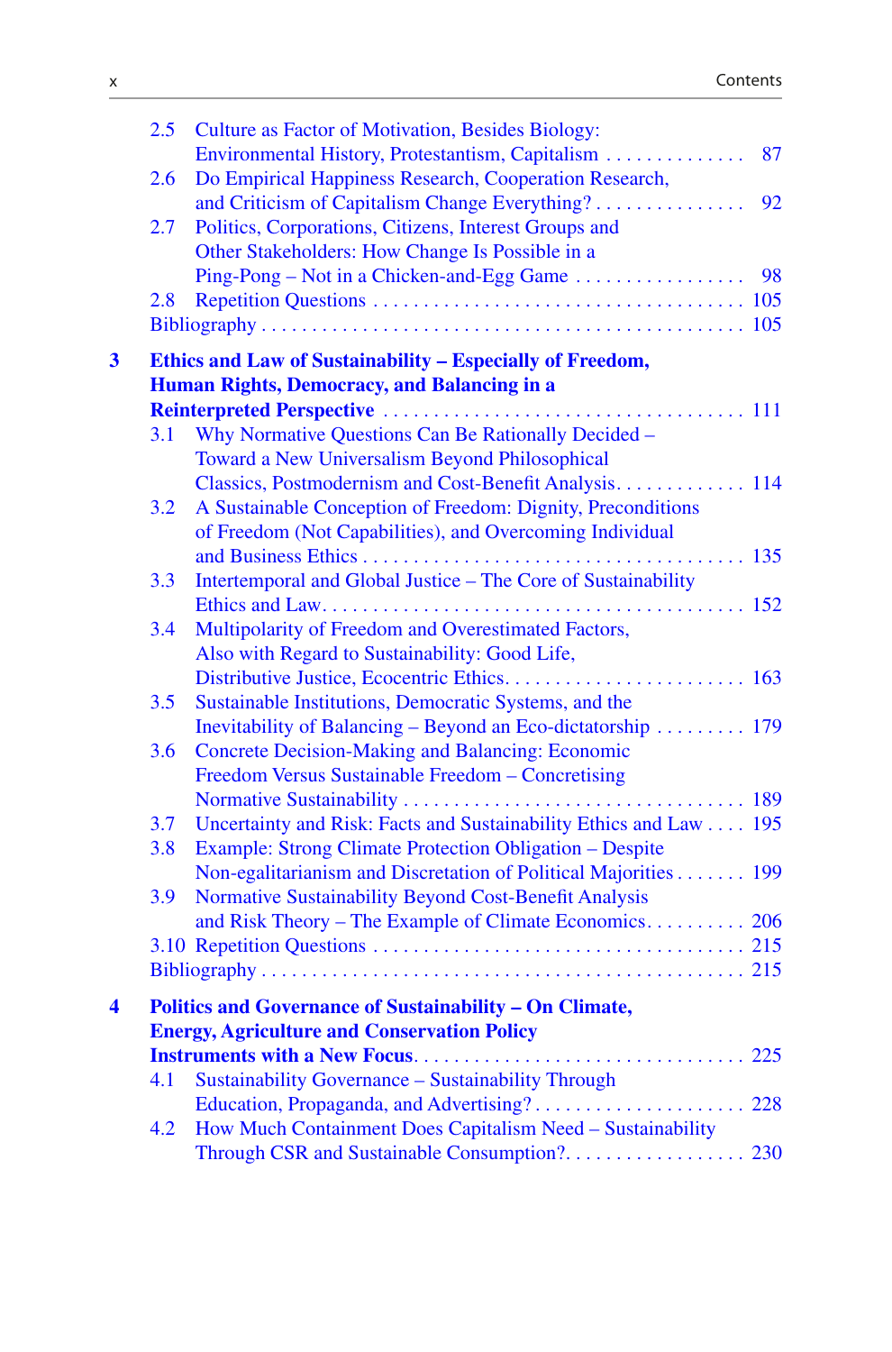2.5 Culture as Factor of Motivation, Besides Biology: Environmental History, Protestantism, Capitalism . . . . . . . . . . . . . . . 87

2.6 Do Empirical Happiness Research, Cooperation Research, and Criticism of Capitalism Change Everything? . . . . . . . . . . . . . . . 92

2.7 Politics, Corporations, Citizens, Interest Groups and Other Stakeholders: How Change Is Possible in a Ping-Pong – Not in a Chicken-and-Egg Game . . . . . . . . . . . . . . . . . 98

2.8 Repetition Questions . . . . . . . . . . . . . . . . . . . . . . . . . . . . . . . . . . . . 105

Bibliography . . . . . . . . . . . . . . . . . . . . . . . . . . . . . . . . . . . . . . . . . . . . . . . 105

**3 Ethics and Law of Sustainability – Especially of Freedom, Human Rights, Democracy, and Balancing in a Reinterpreted Perspective . . . . . . . . . . . . . . . . . . . . . . . . . . . . . . . . . . . 111**

3.1 Why Normative Questions Can Be Rationally Decided – Toward a New Universalism Beyond Philosophical Classics, Postmodernism and Cost-Benefit Analysis. . . . . . . . . . . . . 114

3.2 A Sustainable Conception of Freedom: Dignity, Preconditions of Freedom (Not Capabilities), and Overcoming Individual and Business Ethics . . . . . . . . . . . . . . . . . . . . . . . . . . . . . . . . . . . . . 135

3.3 Intertemporal and Global Justice – The Core of Sustainability Ethics and Law. . . . . . . . . . . . . . . . . . . . . . . . . . . . . . . . . . . . . . . . . 152

3.4 Multipolarity of Freedom and Overestimated Factors, Also with Regard to Sustainability: Good Life, Distributive Justice, Ecocentric Ethics. . . . . . . . . . . . . . . . . . . . . . . . 163

3.5 Sustainable Institutions, Democratic Systems, and the Inevitability of Balancing – Beyond an Eco-dictatorship . . . . . . . . . 179

3.6 Concrete Decision-Making and Balancing: Economic Freedom Versus Sustainable Freedom – Concretising Normative Sustainability . . . . . . . . . . . . . . . . . . . . . . . . . . . . . . . . . . 189

3.7 Uncertainty and Risk: Facts and Sustainability Ethics and Law . . . . 195

3.8 Example: Strong Climate Protection Obligation – Despite Non-egalitarianism and Discretation of Political Majorities . . . . . . . 199

3.9 Normative Sustainability Beyond Cost-Benefit Analysis and Risk Theory – The Example of Climate Economics. . . . . . . . . . 206

3.10 Repetition Questions . . . . . . . . . . . . . . . . . . . . . . . . . . . . . . . . . . . . 215

Bibliography . . . . . . . . . . . . . . . . . . . . . . . . . . . . . . . . . . . . . . . . . . . . . . . 215

**4 Politics and Governance of Sustainability – On Climate, Energy, Agriculture and Conservation Policy Instruments with a New Focus. . . . . . . . . . . . . . . . . . . . . . . . . . . . . . . . 225**

4.1 Sustainability Governance – Sustainability Through Education, Propaganda, and Advertising? . . . . . . . . . . . . . . . . . . . . . 228

4.2 How Much Containment Does Capitalism Need – Sustainability Through CSR and Sustainable Consumption?. . . . . . . . . . . . . . . . . . 230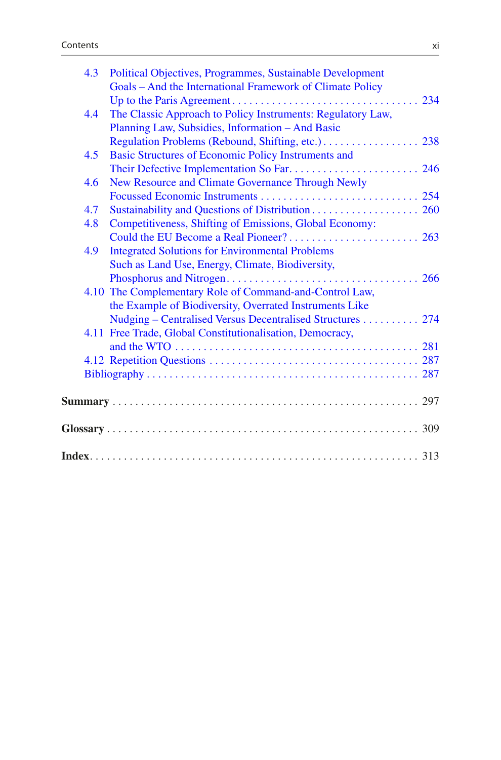4.3 Political Objectives, Programmes, Sustainable Development Goals – And the International Framework of Climate Policy Up to the Paris Agreement . . . . . . . . . . . . . . . . . . . . . . . . . . . . . . . . . 234
4.4 The Classic Approach to Policy Instruments: Regulatory Law, Planning Law, Subsidies, Information – And Basic Regulation Problems (Rebound, Shifting, etc.) . . . . . . . . . . . . . . . . . 238
4.5 Basic Structures of Economic Policy Instruments and Their Defective Implementation So Far. . . . . . . . . . . . . . . . . . . . . . . 246
4.6 New Resource and Climate Governance Through Newly Focussed Economic Instruments . . . . . . . . . . . . . . . . . . . . . . . . . . . 254
4.7 Sustainability and Questions of Distribution . . . . . . . . . . . . . . . . . . . 260
4.8 Competitiveness, Shifting of Emissions, Global Economy: Could the EU Become a Real Pioneer? . . . . . . . . . . . . . . . . . . . . . . . 263
4.9 Integrated Solutions for Environmental Problems Such as Land Use, Energy, Climate, Biodiversity, Phosphorus and Nitrogen. . . . . . . . . . . . . . . . . . . . . . . . . . . . . . . . . . 266
4.10 The Complementary Role of Command-and-Control Law, the Example of Biodiversity, Overrated Instruments Like Nudging – Centralised Versus Decentralised Structures . . . . . . . . . . 274
4.11 Free Trade, Global Constitutionalisation, Democracy, and the WTO . . . . . . . . . . . . . . . . . . . . . . . . . . . . . . . . . . . . . . . . . 281
4.12 Repetition Questions . . . . . . . . . . . . . . . . . . . . . . . . . . . . . . . . . . . . 287
Bibliography . . . . . . . . . . . . . . . . . . . . . . . . . . . . . . . . . . . . . . . . . . . . . . 287

**Summary** . . . . . . . . . . . . . . . . . . . . . . . . . . . . . . . . . . . . . . . . . . . . . . . . . . . . 297

**Glossary** . . . . . . . . . . . . . . . . . . . . . . . . . . . . . . . . . . . . . . . . . . . . . . . . . . . . . 309

**Index**. . . . . . . . . . . . . . . . . . . . . . . . . . . . . . . . . . . . . . . . . . . . . . . . . . . . . . . . 313